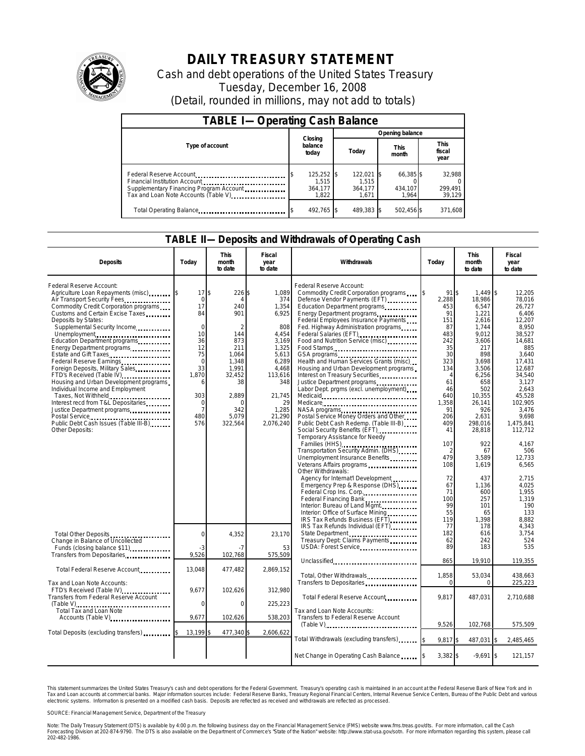# DAILY TREASURY STATEMENT

Cash and debt operations of the United States Treasury
Tuesday, December 16, 2008
(Detail, rounded in millions, may not add to totals)

## TABLE I— Operating Cash Balance

| Type of account | Closing balance today | Opening balance Today | Opening balance This month | Opening balance This fiscal year |
|---|---|---|---|---|
| Federal Reserve Account | $ 125,252 | $ 122,021 | $ 66,385 | $ 32,988 |
| Financial Institution Account | 1,515 | 1,515 | 0 | 0 |
| Supplementary Financing Program Account | 364,177 | 364,177 | 434,107 | 299,491 |
| Tax and Loan Note Accounts (Table V) | 1,822 | 1,671 | 1,964 | 39,129 |
| Total Operating Balance | $ 492,765 | $ 489,383 | $ 502,456 | $ 371,608 |

## TABLE II— Deposits and Withdrawals of Operating Cash

| Deposits | Today | This month to date | Fiscal year to date |
|---|---|---|---|
| Federal Reserve Account: | | | |
| Agriculture Loan Repayments (misc) | $ 17 | $ 226 | $ 1,089 |
| Air Transport Security Fees | 0 | 4 | 374 |
| Commodity Credit Corporation programs | 17 | 240 | 1,354 |
| Customs and Certain Excise Taxes | 84 | 901 | 6,925 |
| Deposits by States: | | | |
| Supplemental Security Income | 0 | 2 | 808 |
| Unemployment | 10 | 144 | 4,454 |
| Education Department programs | 36 | 873 | 3,169 |
| Energy Department programs | 12 | 211 | 1,325 |
| Estate and Gift Taxes | 75 | 1,064 | 5,613 |
| Federal Reserve Earnings | 0 | 1,348 | 6,289 |
| Foreign Deposits, Military Sales | 33 | 1,991 | 4,468 |
| FTD's Received (Table IV) | 1,870 | 32,452 | 113,616 |
| Housing and Urban Development programs | 6 | 38 | 348 |
| Individual Income and Employment Taxes, Not Withheld | 303 | 2,889 | 21,745 |
| Interest recd from T&L Depositaries | 0 | 0 | 29 |
| Justice Department programs | 7 | 342 | 1,285 |
| Postal Service | 480 | 5,079 | 21,290 |
| Public Debt Cash Issues (Table III-B) | 576 | 322,564 | 2,076,240 |
| Other Deposits: | | | |
| Total Other Deposits | 0 | 4,352 | 23,170 |
| Change in Balance of Uncollected Funds (closing balance $11) | -3 | -7 | 53 |
| Transfers from Depositaries | 9,526 | 102,768 | 575,509 |
| Total Federal Reserve Account | 13,048 | 477,482 | 2,869,152 |
| Tax and Loan Note Accounts: | | | |
| FTD's Received (Table IV) | 9,677 | 102,626 | 312,980 |
| Transfers from Federal Reserve Account (Table V) | 0 | 0 | 225,223 |
| Total Tax and Loan Note Accounts (Table V) | 9,677 | 102,626 | 538,203 |
| Total Deposits (excluding transfers) | $ 13,199 | $ 477,340 | $ 2,606,622 |

| Withdrawals | Today | This month to date | Fiscal year to date |
|---|---|---|---|
| Federal Reserve Account: | | | |
| Commodity Credit Corporation programs | $ 91 | $ 1,449 | $ 12,205 |
| Defense Vendor Payments (EFT) | 2,288 | 18,986 | 78,016 |
| Education Department programs | 453 | 6,547 | 26,727 |
| Energy Department programs | 91 | 1,221 | 6,406 |
| Federal Employees Insurance Payments | 151 | 2,616 | 12,207 |
| Fed. Highway Administration programs | 87 | 1,744 | 8,950 |
| Federal Salaries (EFT) | 483 | 9,012 | 38,527 |
| Food and Nutrition Service (misc) | 242 | 3,606 | 14,681 |
| Food Stamps | 35 | 217 | 885 |
| GSA programs | 30 | 898 | 3,640 |
| Health and Human Services Grants (misc) | 323 | 3,698 | 17,431 |
| Housing and Urban Development programs | 134 | 3,506 | 12,687 |
| Interest on Treasury Securities | 4 | 6,256 | 34,540 |
| Justice Department programs | 61 | 658 | 3,127 |
| Labor Dept. prgms (excl. unemployment) | 46 | 502 | 2,643 |
| Medicaid | 640 | 10,355 | 45,528 |
| Medicare | 1,358 | 26,141 | 102,905 |
| NASA programs | 91 | 926 | 3,476 |
| Postal Service Money Orders and Other | 206 | 2,631 | 9,698 |
| Public Debt Cash Redemp. (Table III-B) | 409 | 298,016 | 1,475,841 |
| Social Security Benefits (EFT) | 41 | 28,818 | 112,712 |
| Temporary Assistance for Needy Families (HHS) | 107 | 922 | 4,167 |
| Transportation Security Admin. (DHS) | 2 | 67 | 506 |
| Unemployment Insurance Benefits | 479 | 3,589 | 12,733 |
| Veterans Affairs programs | 108 | 1,619 | 6,565 |
| Other Withdrawals: | | | |
| Agency for Internat'l Development | 72 | 437 | 2,715 |
| Emergency Prep & Response (DHS) | 67 | 1,136 | 4,025 |
| Federal Crop Ins. Corp. | 71 | 600 | 1,955 |
| Federal Financing Bank | 100 | 257 | 1,319 |
| Interior: Bureau of Land Mgmt | 99 | 101 | 190 |
| Interior: Office of Surface Mining | 55 | 65 | 133 |
| IRS Tax Refunds Business (EFT) | 119 | 1,398 | 8,882 |
| IRS Tax Refunds Individual (EFT) | 77 | 178 | 4,343 |
| State Department | 182 | 616 | 3,754 |
| Treasury Dept: Claims Payments | 62 | 242 | 524 |
| USDA: Forest Service | 89 | 183 | 535 |
| Unclassified | 865 | 19,910 | 119,355 |
| Total, Other Withdrawals | 1,858 | 53,034 | 438,663 |
| Transfers to Depositaries | 0 | 0 | 225,223 |
| Total Federal Reserve Account | 9,817 | 487,031 | 2,710,688 |
| Tax and Loan Note Accounts: | | | |
| Transfers to Federal Reserve Account (Table V) | 9,526 | 102,768 | 575,509 |
| Total Withdrawals (excluding transfers) | $ 9,817 | $ 487,031 | $ 2,485,465 |
| Net Change in Operating Cash Balance | $ 3,382 | $ -9,691 | $ 121,157 |

This statement summarizes the United States Treasury's cash and debt operations for the Federal Government. Treasury's operating cash is maintained in an account at the Federal Reserve Bank of New York and in Tax and Loan accounts at commercial banks. Major information sources include: Federal Reserve Banks, Treasury Regional Financial Centers, Internal Revenue Service Centers, Bureau of the Public Debt and various electronic systems. Information is presented on a modified cash basis. Deposits are reflected as received and withdrawals are reflected as processed.

SOURCE: Financial Management Service, Department of the Treasury

Note: The Daily Treasury Statement (DTS) is available by 4:00 p.m. the following business day on the Financial Management Service (FMS) website www.fms.treas.gov/dts. For more information, call the Cash Forecasting Division at 202-874-9790. The DTS is also available on the Department of Commerce's "State of the Nation" website: http://www.stat-usa.gov/sotn. For more information regarding this system, please call 202-482-1986.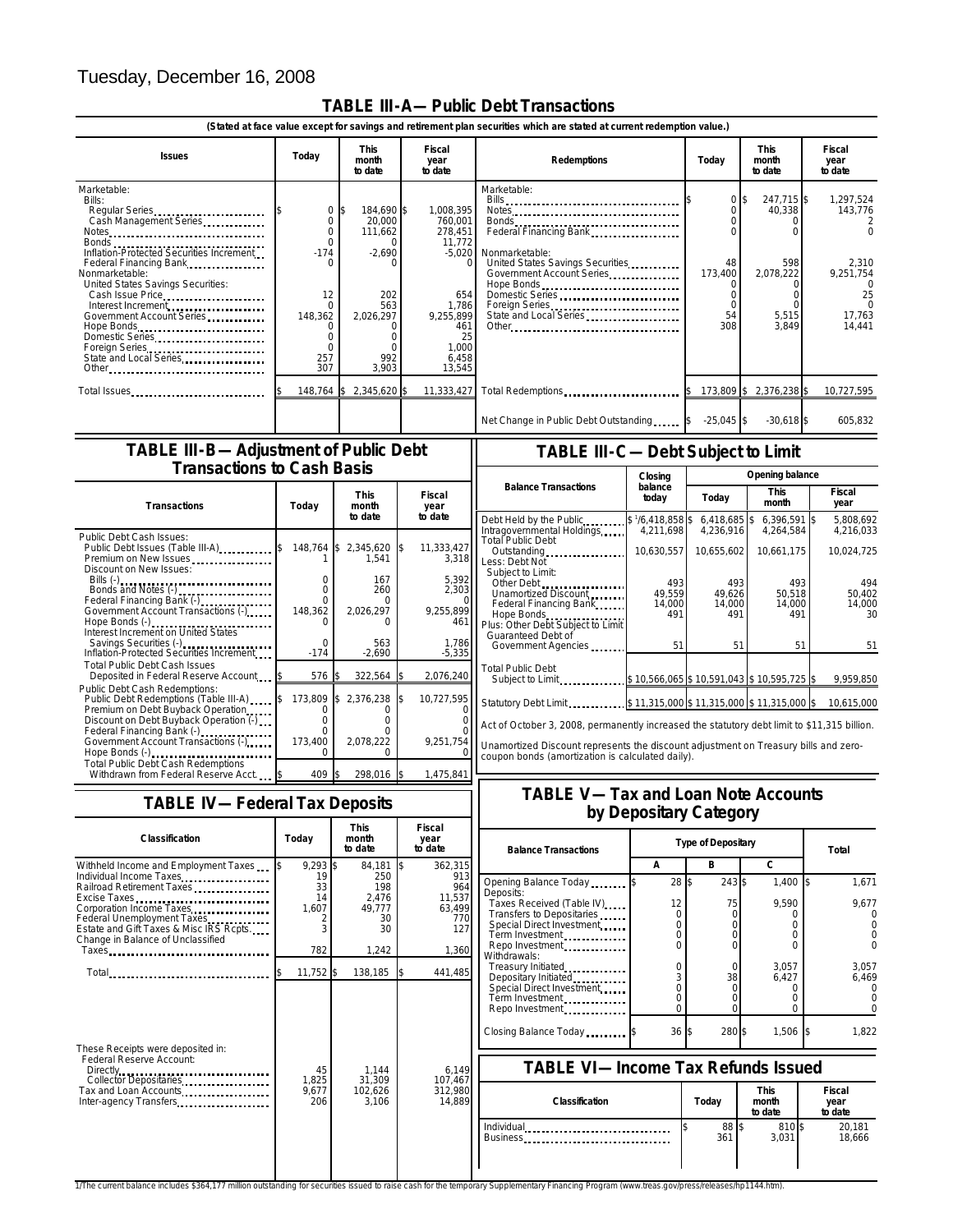Tuesday, December 16, 2008

## TABLE III-A— Public Debt Transactions

(Stated at face value except for savings and retirement plan securities which are stated at current redemption value.)

| Issues | Today | This month to date | Fiscal year to date | Redemptions | Today | This month to date | Fiscal year to date |
|---|---|---|---|---|---|---|---|
| Marketable: | | | | Marketable: | | | |
| Bills: | | | | Bills | $ 0 | $ 247,715 | $ 1,297,524 |
| Regular Series | $ 0 | $ 184,690 | $ 1,008,395 | Notes | 0 | 40,338 | 143,776 |
| Cash Management Series | 0 | 20,000 | 760,001 | Bonds | 0 | 0 | 2 |
| Notes | 0 | 111,662 | 278,451 | Federal Financing Bank | 0 | 0 | 0 |
| Bonds | 0 | 0 | 11,772 | | | | |
| Inflation-Protected Securities Increment | -174 | -2,690 | -5,020 | Nonmarketable: | | | |
| Federal Financing Bank | 0 | 0 | 0 | United States Savings Securities | 48 | 598 | 2,310 |
| Nonmarketable: | | | | Government Account Series | 173,400 | 2,078,222 | 9,251,754 |
| United States Savings Securities: | | | | Hope Bonds | 0 | 0 | 0 |
| Cash Issue Price | 12 | 202 | 654 | Domestic Series | 0 | 0 | 25 |
| Interest Increment | 0 | 563 | 1,786 | Foreign Series | 0 | 0 | 0 |
| Government Account Series | 148,362 | 2,026,297 | 9,255,899 | State and Local Series | 54 | 5,515 | 17,763 |
| Hope Bonds | 0 | 0 | 461 | Other | 308 | 3,849 | 14,441 |
| Domestic Series | 0 | 0 | 25 | | | | |
| Foreign Series | 0 | 0 | 1,000 | | | | |
| State and Local Series | 257 | 992 | 6,458 | | | | |
| Other | 307 | 3,903 | 13,545 | | | | |
| Total Issues | $ 148,764 | $ 2,345,620 | $ 11,333,427 | Total Redemptions | $ 173,809 | $ 2,376,238 | $ 10,727,595 |
| | | | | Net Change in Public Debt Outstanding | $ -25,045 | $ -30,618 | $ 605,832 |

## TABLE III-B— Adjustment of Public Debt Transactions to Cash Basis

| Transactions | Today | This month to date | Fiscal year to date |
|---|---|---|---|
| Public Debt Cash Issues: | | | |
| Public Debt Issues (Table III-A) | $ 148,764 | $ 2,345,620 | $ 11,333,427 |
| Premium on New Issues | 1 | 1,541 | 3,318 |
| Discount on New Issues: | | | |
| Bills (-) | 0 | 167 | 5,392 |
| Bonds and Notes (-) | 0 | 260 | 2,303 |
| Federal Financing Bank (-) | 0 | 0 | 0 |
| Government Account Transactions (-) | 148,362 | 2,026,297 | 9,255,899 |
| Hope Bonds (-) | 0 | 0 | 461 |
| Interest Increment on United States Savings Securities (-) | 0 | 563 | 1,786 |
| Inflation-Protected Securities Increment | -174 | -2,690 | -5,335 |
| Total Public Debt Cash Issues Deposited in Federal Reserve Account | $ 576 | $ 322,564 | $ 2,076,240 |
| Public Debt Cash Redemptions: | | | |
| Public Debt Redemptions (Table III-A) | $ 173,809 | $ 2,376,238 | $ 10,727,595 |
| Premium on Debt Buyback Operation | 0 | 0 | 0 |
| Discount on Debt Buyback Operation (-) | 0 | 0 | 0 |
| Federal Financing Bank (-) | 0 | 0 | 0 |
| Government Account Transactions (-) | 173,400 | 2,078,222 | 9,251,754 |
| Hope Bonds (-) | 0 | 0 | 0 |
| Total Public Debt Cash Redemptions Withdrawn from Federal Reserve Acct. | $ 409 | $ 298,016 | $ 1,475,841 |

## TABLE III-C— Debt Subject to Limit

| Balance Transactions | Closing balance today | Opening balance Today | Opening balance This month | Opening balance Fiscal year |
|---|---|---|---|---|
| Debt Held by the Public | $ [1]6,418,858 | $ 6,418,685 | $ 6,396,591 | $ 5,808,692 |
| Intragovernmental Holdings | 4,211,698 | 4,236,916 | 4,264,584 | 4,216,033 |
| Total Public Debt Outstanding | 10,630,557 | 10,655,602 | 10,661,175 | 10,024,725 |
| Less: Debt Not Subject to Limit: | | | | |
| Other Debt | 493 | 493 | 493 | 494 |
| Unamortized Discount | 49,559 | 49,626 | 50,518 | 50,402 |
| Federal Financing Bank | 14,000 | 14,000 | 14,000 | 14,000 |
| Hope Bonds | 491 | 491 | 491 | 30 |
| Plus: Other Debt Subject to Limit Guaranteed Debt of Government Agencies | 51 | 51 | 51 | 51 |
| Total Public Debt Subject to Limit | $ 10,566,065 | $ 10,591,043 | $ 10,595,725 | $ 9,959,850 |
| Statutory Debt Limit | $ 11,315,000 | $ 11,315,000 | $ 11,315,000 | $ 10,615,000 |

Act of October 3, 2008, permanently increased the statutory debt limit to $11,315 billion.

Unamortized Discount represents the discount adjustment on Treasury bills and zero-coupon bonds (amortization is calculated daily).

## TABLE IV— Federal Tax Deposits

| Classification | Today | This month to date | Fiscal year to date |
|---|---|---|---|
| Withheld Income and Employment Taxes | $ 9,293 | $ 84,181 | $ 362,315 |
| Individual Income Taxes | 19 | 250 | 913 |
| Railroad Retirement Taxes | 33 | 198 | 964 |
| Excise Taxes | 14 | 2,476 | 11,537 |
| Corporation Income Taxes | 1,607 | 49,777 | 63,499 |
| Federal Unemployment Taxes | 2 | 30 | 770 |
| Estate and Gift Taxes & Misc IRS Rcpts. | 3 | 30 | 127 |
| Change in Balance of Unclassified Taxes | 782 | 1,242 | 1,360 |
| Total | $ 11,752 | $ 138,185 | $ 441,485 |
| These Receipts were deposited in: | | | |
| Federal Reserve Account: | | | |
| Directly | 45 | 1,144 | 6,149 |
| Collector Depositaries | 1,825 | 31,309 | 107,467 |
| Tax and Loan Accounts | 9,677 | 102,626 | 312,980 |
| Inter-agency Transfers | 206 | 3,106 | 14,889 |

## TABLE V— Tax and Loan Note Accounts by Depositary Category

| Balance Transactions | Type of Depositary A | B | C | Total |
|---|---|---|---|---|
| Opening Balance Today | $ 28 | $ 243 | $ 1,400 | $ 1,671 |
| Deposits: | | | | |
| Taxes Received (Table IV) | 12 | 75 | 9,590 | 9,677 |
| Transfers to Depositaries | 0 | 0 | 0 | 0 |
| Special Direct Investment | 0 | 0 | 0 | 0 |
| Term Investment | 0 | 0 | 0 | 0 |
| Repo Investment | 0 | 0 | 0 | 0 |
| Withdrawals: | | | | |
| Treasury Initiated | 0 | 0 | 3,057 | 3,057 |
| Depositary Initiated | 3 | 38 | 6,427 | 6,469 |
| Special Direct Investment | 0 | 0 | 0 | 0 |
| Term Investment | 0 | 0 | 0 | 0 |
| Repo Investment | 0 | 0 | 0 | 0 |
| Closing Balance Today | $ 36 | $ 280 | $ 1,506 | $ 1,822 |

## TABLE VI— Income Tax Refunds Issued

| Classification | Today | This month to date | Fiscal year to date |
|---|---|---|---|
| Individual | $ 88 | $ 810 | $ 20,181 |
| Business | 361 | 3,031 | 18,666 |

1/The current balance includes $364,177 million outstanding for securities issued to raise cash for the temporary Supplementary Financing Program (www.treas.gov/press/releases/hp1144.htm).